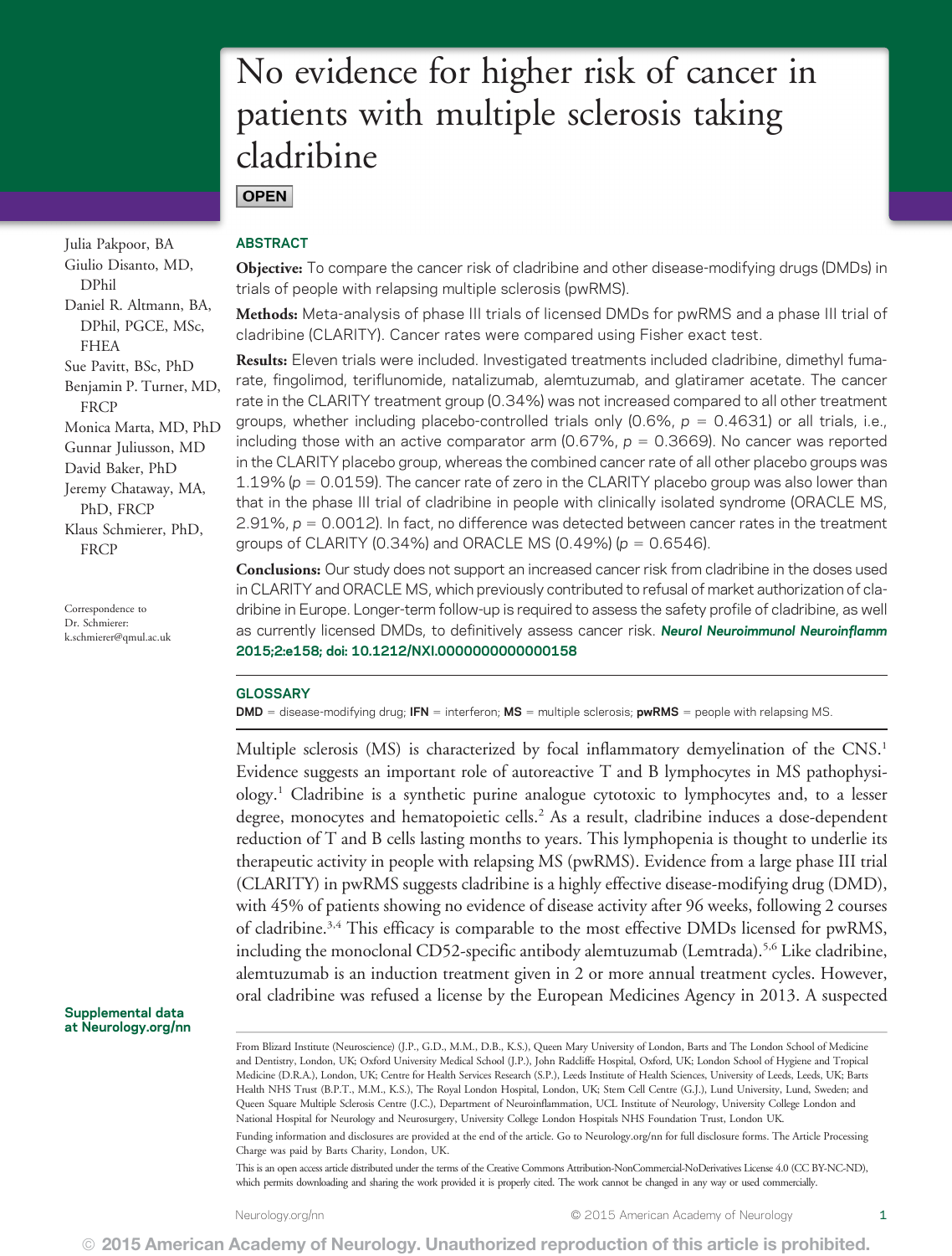# No evidence for higher risk of cancer in patients with multiple sclerosis taking cladribine

**OPEN**

Julia Pakpoor, BA
Giulio Disanto, MD, DPhil
Daniel R. Altmann, BA, DPhil, PGCE, MSc, FHEA
Sue Pavitt, BSc, PhD
Benjamin P. Turner, MD, FRCP
Monica Marta, MD, PhD
Gunnar Juliusson, MD
David Baker, PhD
Jeremy Chataway, MA, PhD, FRCP
Klaus Schmierer, PhD, FRCP

Correspondence to Dr. Schmierer: k.schmierer@qmul.ac.uk

## ABSTRACT

**Objective:** To compare the cancer risk of cladribine and other disease-modifying drugs (DMDs) in trials of people with relapsing multiple sclerosis (pwRMS).

**Methods:** Meta-analysis of phase III trials of licensed DMDs for pwRMS and a phase III trial of cladribine (CLARITY). Cancer rates were compared using Fisher exact test.

**Results:** Eleven trials were included. Investigated treatments included cladribine, dimethyl fumarate, fingolimod, teriflunomide, natalizumab, alemtuzumab, and glatiramer acetate. The cancer rate in the CLARITY treatment group (0.34%) was not increased compared to all other treatment groups, whether including placebo-controlled trials only (0.6%, $p = 0.4631$) or all trials, i.e., including those with an active comparator arm (0.67%, $p = 0.3669$). No cancer was reported in the CLARITY placebo group, whereas the combined cancer rate of all other placebo groups was 1.19% ($p = 0.0159$). The cancer rate of zero in the CLARITY placebo group was also lower than that in the phase III trial of cladribine in people with clinically isolated syndrome (ORACLE MS, 2.91%, $p = 0.0012$). In fact, no difference was detected between cancer rates in the treatment groups of CLARITY (0.34%) and ORACLE MS (0.49%) ($p = 0.6546$).

**Conclusions:** Our study does not support an increased cancer risk from cladribine in the doses used in CLARITY and ORACLE MS, which previously contributed to refusal of market authorization of cladribine in Europe. Longer-term follow-up is required to assess the safety profile of cladribine, as well as currently licensed DMDs, to definitively assess cancer risk. ***Neurol Neuroimmunol Neuroinflamm* 2015;2:e158; doi: 10.1212/NXI.0000000000000158**

## GLOSSARY

**DMD** = disease-modifying drug; **IFN** = interferon; **MS** = multiple sclerosis; **pwRMS** = people with relapsing MS.

Multiple sclerosis (MS) is characterized by focal inflammatory demyelination of the CNS.[1] Evidence suggests an important role of autoreactive T and B lymphocytes in MS pathophysiology.[1] Cladribine is a synthetic purine analogue cytotoxic to lymphocytes and, to a lesser degree, monocytes and hematopoietic cells.[2] As a result, cladribine induces a dose-dependent reduction of T and B cells lasting months to years. This lymphopenia is thought to underlie its therapeutic activity in people with relapsing MS (pwRMS). Evidence from a large phase III trial (CLARITY) in pwRMS suggests cladribine is a highly effective disease-modifying drug (DMD), with 45% of patients showing no evidence of disease activity after 96 weeks, following 2 courses of cladribine.[3,4] This efficacy is comparable to the most effective DMDs licensed for pwRMS, including the monoclonal CD52-specific antibody alemtuzumab (Lemtrada).[5,6] Like cladribine, alemtuzumab is an induction treatment given in 2 or more annual treatment cycles. However, oral cladribine was refused a license by the European Medicines Agency in 2013. A suspected

Supplemental data at Neurology.org/nn

From Blizard Institute (Neuroscience) (J.P., G.D., M.M., D.B., K.S.), Queen Mary University of London, Barts and The London School of Medicine and Dentistry, London, UK; Oxford University Medical School (J.P.), John Radcliffe Hospital, Oxford, UK; London School of Hygiene and Tropical Medicine (D.R.A.), London, UK; Centre for Health Services Research (S.P.), Leeds Institute of Health Sciences, University of Leeds, Leeds, UK; Barts Health NHS Trust (B.P.T., M.M., K.S.), The Royal London Hospital, London, UK; Stem Cell Centre (G.J.), Lund University, Lund, Sweden; and Queen Square Multiple Sclerosis Centre (J.C.), Department of Neuroinflammation, UCL Institute of Neurology, University College London and National Hospital for Neurology and Neurosurgery, University College London Hospitals NHS Foundation Trust, London UK.

Funding information and disclosures are provided at the end of the article. Go to Neurology.org/nn for full disclosure forms. The Article Processing Charge was paid by Barts Charity, London, UK.

This is an open access article distributed under the terms of the Creative Commons Attribution-NonCommercial-NoDerivatives License 4.0 (CC BY-NC-ND), which permits downloading and sharing the work provided it is properly cited. The work cannot be changed in any way or used commercially.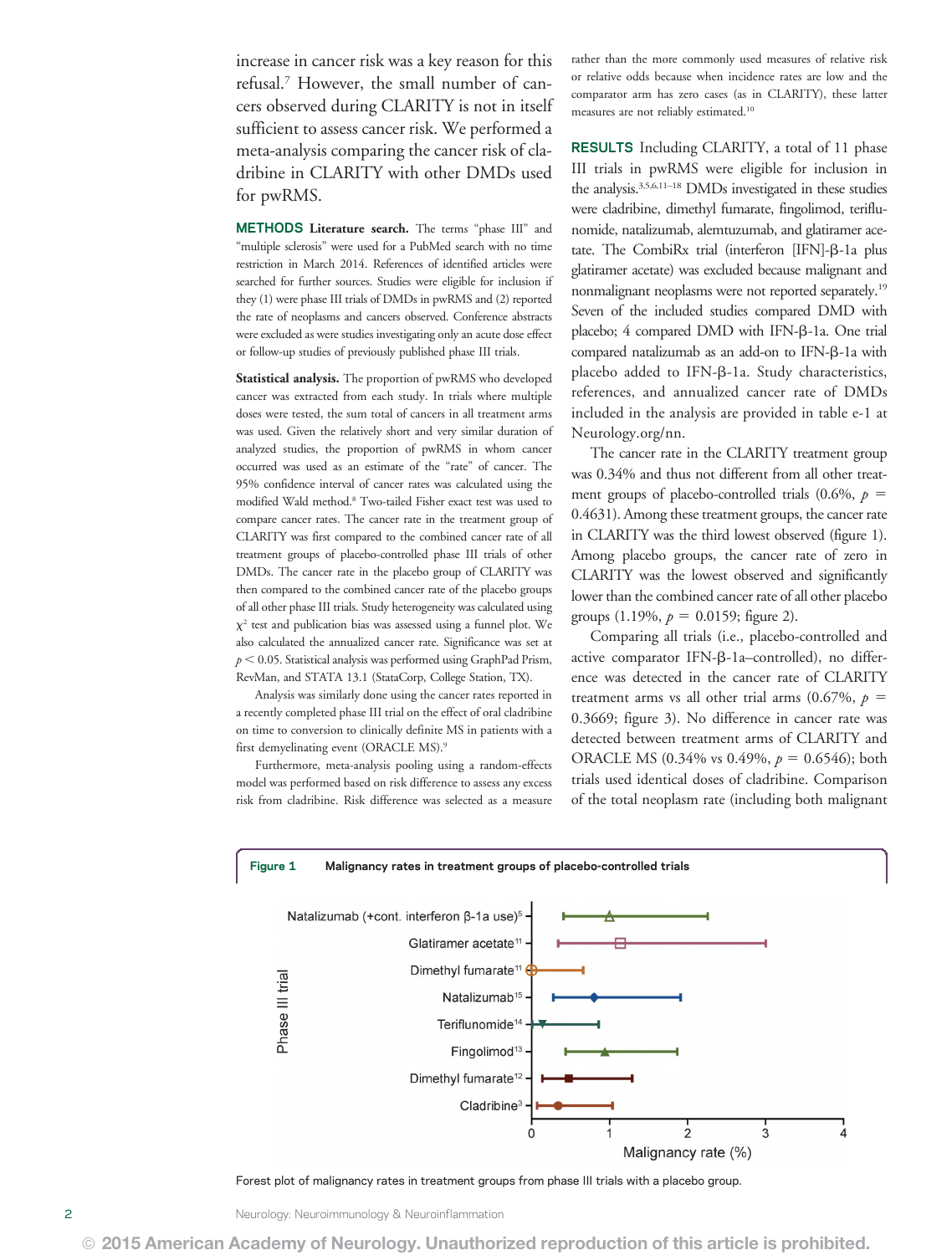increase in cancer risk was a key reason for this refusal.[7] However, the small number of cancers observed during CLARITY is not in itself sufficient to assess cancer risk. We performed a meta-analysis comparing the cancer risk of cladribine in CLARITY with other DMDs used for pwRMS.

**METHODS** **Literature search.** The terms "phase III" and "multiple sclerosis" were used for a PubMed search with no time restriction in March 2014. References of identified articles were searched for further sources. Studies were eligible for inclusion if they (1) were phase III trials of DMDs in pwRMS and (2) reported the rate of neoplasms and cancers observed. Conference abstracts were excluded as were studies investigating only an acute dose effect or follow-up studies of previously published phase III trials.

**Statistical analysis.** The proportion of pwRMS who developed cancer was extracted from each study. In trials where multiple doses were tested, the sum total of cancers in all treatment arms was used. Given the relatively short and very similar duration of analyzed studies, the proportion of pwRMS in whom cancer occurred was used as an estimate of the "rate" of cancer. The 95% confidence interval of cancer rates was calculated using the modified Wald method.[8] Two-tailed Fisher exact test was used to compare cancer rates. The cancer rate in the treatment group of CLARITY was first compared to the combined cancer rate of all treatment groups of placebo-controlled phase III trials of other DMDs. The cancer rate in the placebo group of CLARITY was then compared to the combined cancer rate of the placebo groups of all other phase III trials. Study heterogeneity was calculated using $\chi^2$ test and publication bias was assessed using a funnel plot. We also calculated the annualized cancer rate. Significance was set at $p < 0.05$. Statistical analysis was performed using GraphPad Prism, RevMan, and STATA 13.1 (StataCorp, College Station, TX).

Analysis was similarly done using the cancer rates reported in a recently completed phase III trial on the effect of oral cladribine on time to conversion to clinically definite MS in patients with a first demyelinating event (ORACLE MS).[9]

Furthermore, meta-analysis pooling using a random-effects model was performed based on risk difference to assess any excess risk from cladribine. Risk difference was selected as a measure rather than the more commonly used measures of relative risk or relative odds because when incidence rates are low and the comparator arm has zero cases (as in CLARITY), these latter measures are not reliably estimated.[10]

**RESULTS** Including CLARITY, a total of 11 phase III trials in pwRMS were eligible for inclusion in the analysis.[3,5,6,11–18] DMDs investigated in these studies were cladribine, dimethyl fumarate, fingolimod, teriflunomide, natalizumab, alemtuzumab, and glatiramer acetate. The CombiRx trial (interferon [IFN]-β-1a plus glatiramer acetate) was excluded because malignant and nonmalignant neoplasms were not reported separately.[19] Seven of the included studies compared DMD with placebo; 4 compared DMD with IFN-β-1a. One trial compared natalizumab as an add-on to IFN-β-1a with placebo added to IFN-β-1a. Study characteristics, references, and annualized cancer rate of DMDs included in the analysis are provided in table e-1 at Neurology.org/nn.

The cancer rate in the CLARITY treatment group was 0.34% and thus not different from all other treatment groups of placebo-controlled trials (0.6%, $p = 0.4631$). Among these treatment groups, the cancer rate in CLARITY was the third lowest observed (figure 1). Among placebo groups, the cancer rate of zero in CLARITY was the lowest observed and significantly lower than the combined cancer rate of all other placebo groups (1.19%, $p = 0.0159$; figure 2).

Comparing all trials (i.e., placebo-controlled and active comparator IFN-β-1a–controlled), no difference was detected in the cancer rate of CLARITY treatment arms vs all other trial arms (0.67%, $p = 0.3669$; figure 3). No difference in cancer rate was detected between treatment arms of CLARITY and ORACLE MS (0.34% vs 0.49%, $p = 0.6546$); both trials used identical doses of cladribine. Comparison of the total neoplasm rate (including both malignant

**Figure 1** Malignancy rates in treatment groups of placebo-controlled trials

Forest plot of malignancy rates in treatment groups from phase III trials with a placebo group.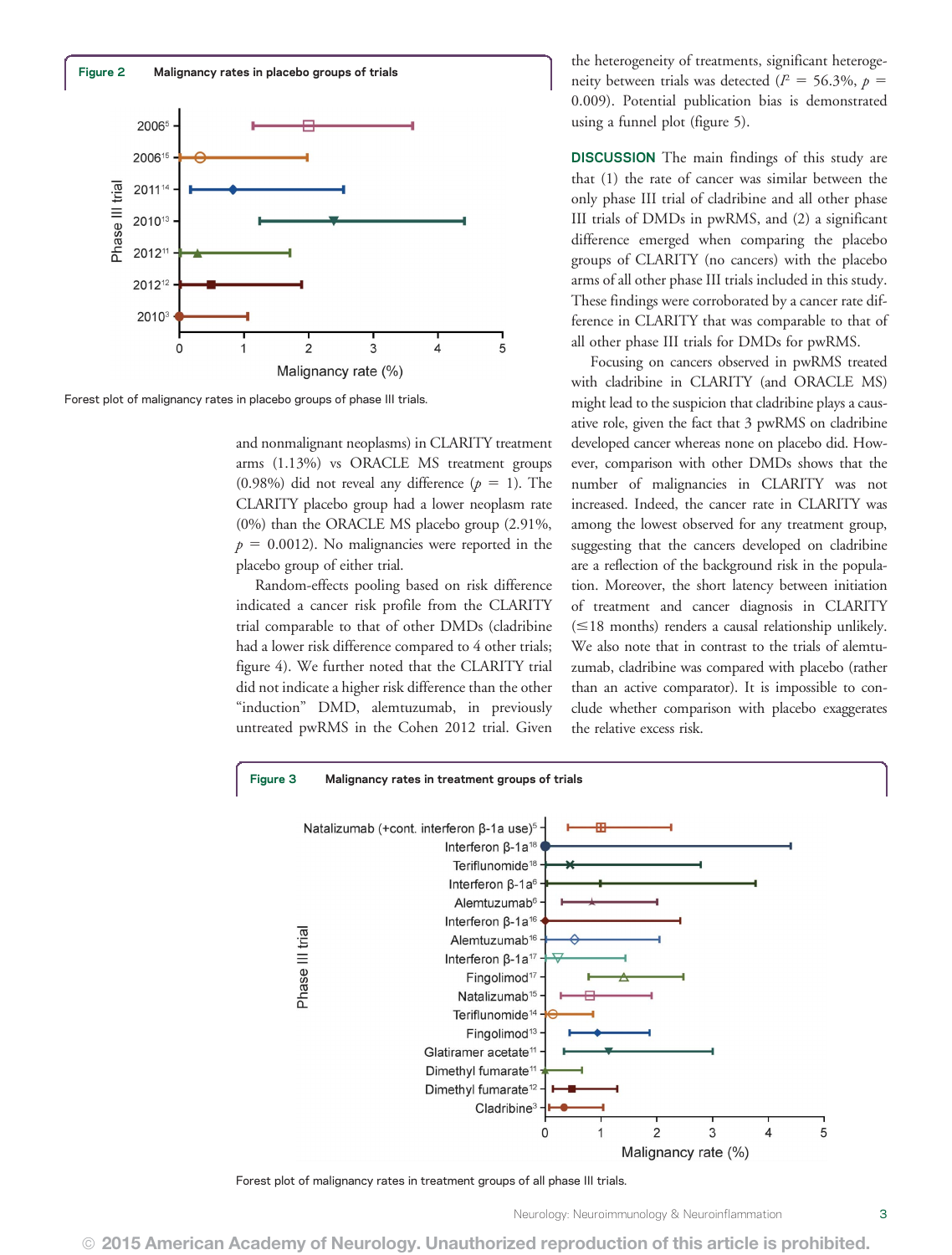**Figure 2** Malignancy rates in placebo groups of trials

Forest plot of malignancy rates in placebo groups of phase III trials.

and nonmalignant neoplasms) in CLARITY treatment arms (1.13%) vs ORACLE MS treatment groups (0.98%) did not reveal any difference ($p = 1$). The CLARITY placebo group had a lower neoplasm rate (0%) than the ORACLE MS placebo group (2.91%, $p = 0.0012$). No malignancies were reported in the placebo group of either trial.

Random-effects pooling based on risk difference indicated a cancer risk profile from the CLARITY trial comparable to that of other DMDs (cladribine had a lower risk difference compared to 4 other trials; figure 4). We further noted that the CLARITY trial did not indicate a higher risk difference than the other "induction" DMD, alemtuzumab, in previously untreated pwRMS in the Cohen 2012 trial. Given the heterogeneity of treatments, significant heterogeneity between trials was detected ($I^2 = 56.3\%$, $p = 0.009$). Potential publication bias is demonstrated using a funnel plot (figure 5).

## DISCUSSION

The main findings of this study are that (1) the rate of cancer was similar between the only phase III trial of cladribine and all other phase III trials of DMDs in pwRMS, and (2) a significant difference emerged when comparing the placebo groups of CLARITY (no cancers) with the placebo arms of all other phase III trials included in this study. These findings were corroborated by a cancer rate difference in CLARITY that was comparable to that of all other phase III trials for DMDs for pwRMS.

Focusing on cancers observed in pwRMS treated with cladribine in CLARITY (and ORACLE MS) might lead to the suspicion that cladribine plays a causative role, given the fact that 3 pwRMS on cladribine developed cancer whereas none on placebo did. However, comparison with other DMDs shows that the number of malignancies in CLARITY was not increased. Indeed, the cancer rate in CLARITY was among the lowest observed for any treatment group, suggesting that the cancers developed on cladribine are a reflection of the background risk in the population. Moreover, the short latency between initiation of treatment and cancer diagnosis in CLARITY (≤18 months) renders a causal relationship unlikely. We also note that in contrast to the trials of alemtuzumab, cladribine was compared with placebo (rather than an active comparator). It is impossible to conclude whether comparison with placebo exaggerates the relative excess risk.

**Figure 3** Malignancy rates in treatment groups of trials

Forest plot of malignancy rates in treatment groups of all phase III trials.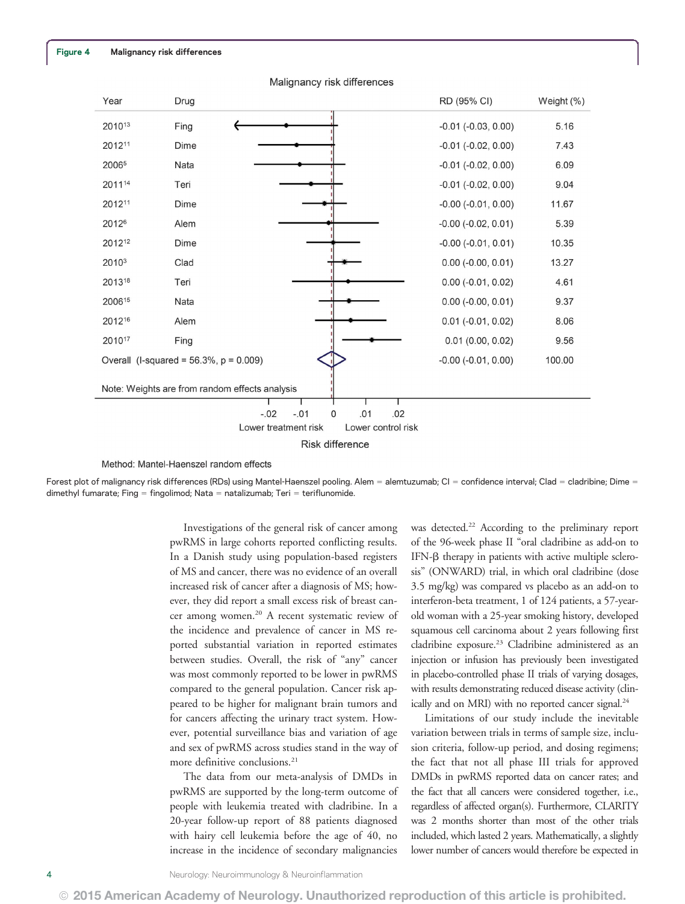**Figure 4** Malignancy risk differences

Malignancy risk differences

| Year | Drug | RD (95% CI) | Weight (%) |
|---|---|---|---|
| 2010[13] | Fing | -0.01 (-0.03, 0.00) | 5.16 |
| 2012[11] | Dime | -0.01 (-0.02, 0.00) | 7.43 |
| 2006[5] | Nata | -0.01 (-0.02, 0.00) | 6.09 |
| 2011[14] | Teri | -0.01 (-0.02, 0.00) | 9.04 |
| 2012[11] | Dime | -0.00 (-0.01, 0.00) | 11.67 |
| 2012[6] | Alem | -0.00 (-0.02, 0.01) | 5.39 |
| 2012[12] | Dime | -0.00 (-0.01, 0.01) | 10.35 |
| 2010[3] | Clad | 0.00 (-0.00, 0.01) | 13.27 |
| 2013[18] | Teri | 0.00 (-0.01, 0.02) | 4.61 |
| 2006[15] | Nata | 0.00 (-0.00, 0.01) | 9.37 |
| 2012[16] | Alem | 0.01 (-0.01, 0.02) | 8.06 |
| 2010[17] | Fing | 0.01 (0.00, 0.02) | 9.56 |
| Overall (I-squared = 56.3%, p = 0.009) | | -0.00 (-0.01, 0.00) | 100.00 |

Note: Weights are from random effects analysis

Risk difference (axis: -.02, -.01, 0, .01, .02; Lower treatment risk ← → Lower control risk)

Method: Mantel-Haenszel random effects

Forest plot of malignancy risk differences (RDs) using Mantel-Haenszel pooling. Alem = alemtuzumab; CI = confidence interval; Clad = cladribine; Dime = dimethyl fumarate; Fing = fingolimod; Nata = natalizumab; Teri = teriflunomide.

Investigations of the general risk of cancer among pwRMS in large cohorts reported conflicting results. In a Danish study using population-based registers of MS and cancer, there was no evidence of an overall increased risk of cancer after a diagnosis of MS; however, they did report a small excess risk of breast cancer among women.[20] A recent systematic review of the incidence and prevalence of cancer in MS reported substantial variation in reported estimates between studies. Overall, the risk of "any" cancer was most commonly reported to be lower in pwRMS compared to the general population. Cancer risk appeared to be higher for malignant brain tumors and for cancers affecting the urinary tract system. However, potential surveillance bias and variation of age and sex of pwRMS across studies stand in the way of more definitive conclusions.[21]

The data from our meta-analysis of DMDs in pwRMS are supported by the long-term outcome of people with leukemia treated with cladribine. In a 20-year follow-up report of 88 patients diagnosed with hairy cell leukemia before the age of 40, no increase in the incidence of secondary malignancies was detected.[22] According to the preliminary report of the 96-week phase II "oral cladribine as add-on to IFN-β therapy in patients with active multiple sclerosis" (ONWARD) trial, in which oral cladribine (dose 3.5 mg/kg) was compared vs placebo as an add-on to interferon-beta treatment, 1 of 124 patients, a 57-year-old woman with a 25-year smoking history, developed squamous cell carcinoma about 2 years following first cladribine exposure.[23] Cladribine administered as an injection or infusion has previously been investigated in placebo-controlled phase II trials of varying dosages, with results demonstrating reduced disease activity (clinically and on MRI) with no reported cancer signal.[24]

Limitations of our study include the inevitable variation between trials in terms of sample size, inclusion criteria, follow-up period, and dosing regimens; the fact that not all phase III trials for approved DMDs in pwRMS reported data on cancer rates; and the fact that all cancers were considered together, i.e., regardless of affected organ(s). Furthermore, CLARITY was 2 months shorter than most of the other trials included, which lasted 2 years. Mathematically, a slightly lower number of cancers would therefore be expected in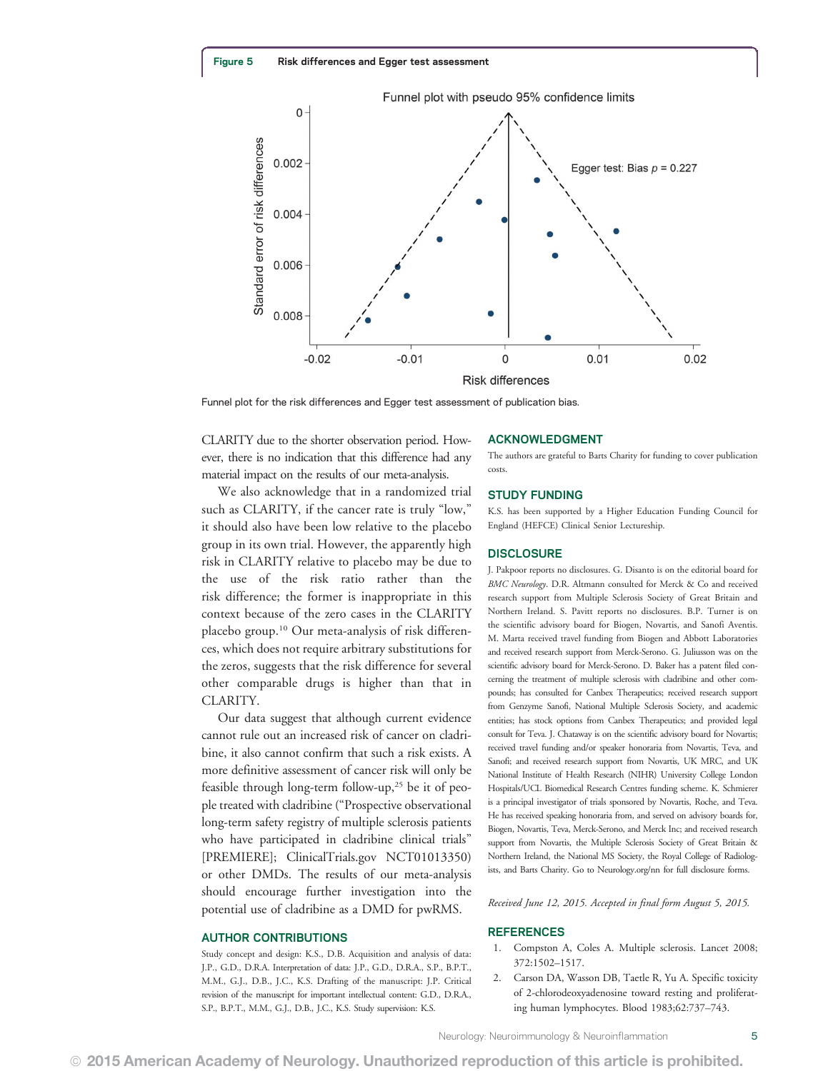**Figure 5** Risk differences and Egger test assessment

Funnel plot for the risk differences and Egger test assessment of publication bias.

CLARITY due to the shorter observation period. However, there is no indication that this difference had any material impact on the results of our meta-analysis.

We also acknowledge that in a randomized trial such as CLARITY, if the cancer rate is truly "low," it should also have been low relative to the placebo group in its own trial. However, the apparently high risk in CLARITY relative to placebo may be due to the use of the risk ratio rather than the risk difference; the former is inappropriate in this context because of the zero cases in the CLARITY placebo group.[10] Our meta-analysis of risk differences, which does not require arbitrary substitutions for the zeros, suggests that the risk difference for several other comparable drugs is higher than that in CLARITY.

Our data suggest that although current evidence cannot rule out an increased risk of cancer on cladribine, it also cannot confirm that such a risk exists. A more definitive assessment of cancer risk will only be feasible through long-term follow-up,[25] be it of people treated with cladribine ("Prospective observational long-term safety registry of multiple sclerosis patients who have participated in cladribine clinical trials" [PREMIERE]; ClinicalTrials.gov NCT01013350) or other DMDs. The results of our meta-analysis should encourage further investigation into the potential use of cladribine as a DMD for pwRMS.

## AUTHOR CONTRIBUTIONS

Study concept and design: K.S., D.B. Acquisition and analysis of data: J.P., G.D., D.R.A. Interpretation of data: J.P., G.D., D.R.A., S.P., B.P.T., M.M., G.J., D.B., J.C., K.S. Drafting of the manuscript: J.P. Critical revision of the manuscript for important intellectual content: G.D., D.R.A., S.P., B.P.T., M.M., G.J., D.B., J.C., K.S. Study supervision: K.S.

## ACKNOWLEDGMENT

The authors are grateful to Barts Charity for funding to cover publication costs.

## STUDY FUNDING

K.S. has been supported by a Higher Education Funding Council for England (HEFCE) Clinical Senior Lectureship.

## DISCLOSURE

J. Pakpoor reports no disclosures. G. Disanto is on the editorial board for *BMC Neurology*. D.R. Altmann consulted for Merck & Co and received research support from Multiple Sclerosis Society of Great Britain and Northern Ireland. S. Pavitt reports no disclosures. B.P. Turner is on the scientific advisory board for Biogen, Novartis, and Sanofi Aventis. M. Marta received travel funding from Biogen and Abbott Laboratories and received research support from Merck-Serono. G. Juliusson was on the scientific advisory board for Merck-Serono. D. Baker has a patent filed concerning the treatment of multiple sclerosis with cladribine and other compounds; has consulted for Canbex Therapeutics; received research support from Genzyme Sanofi, National Multiple Sclerosis Society, and academic entities; has stock options from Canbex Therapeutics; and provided legal consult for Teva. J. Chataway is on the scientific advisory board for Novartis; received travel funding and/or speaker honoraria from Novartis, Teva, and Sanofi; and received research support from Novartis, UK MRC, and UK National Institute of Health Research (NIHR) University College London Hospitals/UCL Biomedical Research Centres funding scheme. K. Schmierer is a principal investigator of trials sponsored by Novartis, Roche, and Teva. He has received speaking honoraria from, and served on advisory boards for, Biogen, Novartis, Teva, Merck-Serono, and Merck Inc; and received research support from Novartis, the Multiple Sclerosis Society of Great Britain & Northern Ireland, the National MS Society, the Royal College of Radiologists, and Barts Charity. Go to Neurology.org/nn for full disclosure forms.

*Received June 12, 2015. Accepted in final form August 5, 2015.*

## REFERENCES

1. Compston A, Coles A. Multiple sclerosis. Lancet 2008; 372:1502–1517.
2. Carson DA, Wasson DB, Taetle R, Yu A. Specific toxicity of 2-chlorodeoxyadenosine toward resting and proliferating human lymphocytes. Blood 1983;62:737–743.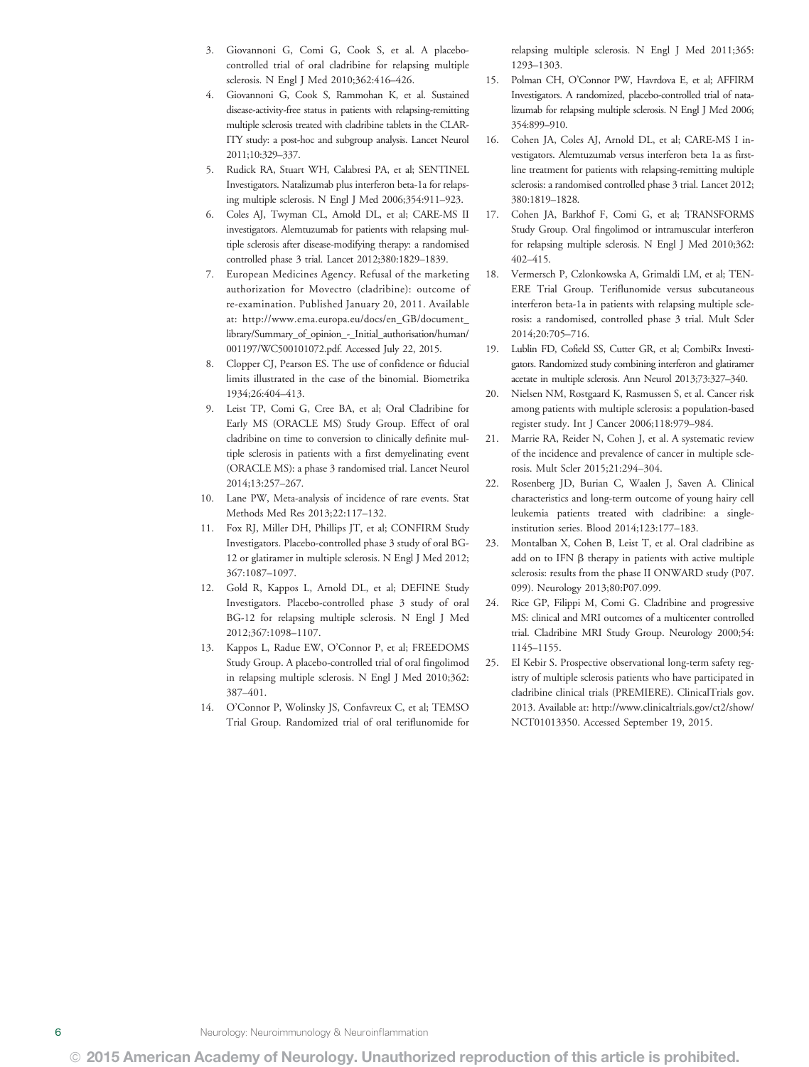3. Giovannoni G, Comi G, Cook S, et al. A placebo-controlled trial of oral cladribine for relapsing multiple sclerosis. N Engl J Med 2010;362:416–426.
4. Giovannoni G, Cook S, Rammohan K, et al. Sustained disease-activity-free status in patients with relapsing-remitting multiple sclerosis treated with cladribine tablets in the CLARITY study: a post-hoc and subgroup analysis. Lancet Neurol 2011;10:329–337.
5. Rudick RA, Stuart WH, Calabresi PA, et al; SENTINEL Investigators. Natalizumab plus interferon beta-1a for relapsing multiple sclerosis. N Engl J Med 2006;354:911–923.
6. Coles AJ, Twyman CL, Arnold DL, et al; CARE-MS II investigators. Alemtuzumab for patients with relapsing multiple sclerosis after disease-modifying therapy: a randomised controlled phase 3 trial. Lancet 2012;380:1829–1839.
7. European Medicines Agency. Refusal of the marketing authorization for Movectro (cladribine): outcome of re-examination. Published January 20, 2011. Available at: http://www.ema.europa.eu/docs/en_GB/document_library/Summary_of_opinion_-_Initial_authorisation/human/001197/WC500101072.pdf. Accessed July 22, 2015.
8. Clopper CJ, Pearson ES. The use of confidence or fiducial limits illustrated in the case of the binomial. Biometrika 1934;26:404–413.
9. Leist TP, Comi G, Cree BA, et al; Oral Cladribine for Early MS (ORACLE MS) Study Group. Effect of oral cladribine on time to conversion to clinically definite multiple sclerosis in patients with a first demyelinating event (ORACLE MS): a phase 3 randomised trial. Lancet Neurol 2014;13:257–267.
10. Lane PW, Meta-analysis of incidence of rare events. Stat Methods Med Res 2013;22:117–132.
11. Fox RJ, Miller DH, Phillips JT, et al; CONFIRM Study Investigators. Placebo-controlled phase 3 study of oral BG-12 or glatiramer in multiple sclerosis. N Engl J Med 2012;367:1087–1097.
12. Gold R, Kappos L, Arnold DL, et al; DEFINE Study Investigators. Placebo-controlled phase 3 study of oral BG-12 for relapsing multiple sclerosis. N Engl J Med 2012;367:1098–1107.
13. Kappos L, Radue EW, O'Connor P, et al; FREEDOMS Study Group. A placebo-controlled trial of oral fingolimod in relapsing multiple sclerosis. N Engl J Med 2010;362:387–401.
14. O'Connor P, Wolinsky JS, Confavreux C, et al; TEMSO Trial Group. Randomized trial of oral teriflunomide for relapsing multiple sclerosis. N Engl J Med 2011;365:1293–1303.
15. Polman CH, O'Connor PW, Havrdova E, et al; AFFIRM Investigators. A randomized, placebo-controlled trial of natalizumab for relapsing multiple sclerosis. N Engl J Med 2006;354:899–910.
16. Cohen JA, Coles AJ, Arnold DL, et al; CARE-MS I investigators. Alemtuzumab versus interferon beta 1a as first-line treatment for patients with relapsing-remitting multiple sclerosis: a randomised controlled phase 3 trial. Lancet 2012;380:1819–1828.
17. Cohen JA, Barkhof F, Comi G, et al; TRANSFORMS Study Group. Oral fingolimod or intramuscular interferon for relapsing multiple sclerosis. N Engl J Med 2010;362:402–415.
18. Vermersch P, Czlonkowska A, Grimaldi LM, et al; TENERE Trial Group. Teriflunomide versus subcutaneous interferon beta-1a in patients with relapsing multiple sclerosis: a randomised, controlled phase 3 trial. Mult Scler 2014;20:705–716.
19. Lublin FD, Cofield SS, Cutter GR, et al; CombiRx Investigators. Randomized study combining interferon and glatiramer acetate in multiple sclerosis. Ann Neurol 2013;73:327–340.
20. Nielsen NM, Rostgaard K, Rasmussen S, et al. Cancer risk among patients with multiple sclerosis: a population-based register study. Int J Cancer 2006;118:979–984.
21. Marrie RA, Reider N, Cohen J, et al. A systematic review of the incidence and prevalence of cancer in multiple sclerosis. Mult Scler 2015;21:294–304.
22. Rosenberg JD, Burian C, Waalen J, Saven A. Clinical characteristics and long-term outcome of young hairy cell leukemia patients treated with cladribine: a single-institution series. Blood 2014;123:177–183.
23. Montalban X, Cohen B, Leist T, et al. Oral cladribine as add on to IFN β therapy in patients with active multiple sclerosis: results from the phase II ONWARD study (P07.099). Neurology 2013;80:P07.099.
24. Rice GP, Filippi M, Comi G. Cladribine and progressive MS: clinical and MRI outcomes of a multicenter controlled trial. Cladribine MRI Study Group. Neurology 2000;54:1145–1155.
25. El Kebir S. Prospective observational long-term safety registry of multiple sclerosis patients who have participated in cladribine clinical trials (PREMIERE). ClinicalTrials gov. 2013. Available at: http://www.clinicaltrials.gov/ct2/show/NCT01013350. Accessed September 19, 2015.

© 2015 American Academy of Neurology. Unauthorized reproduction of this article is prohibited.